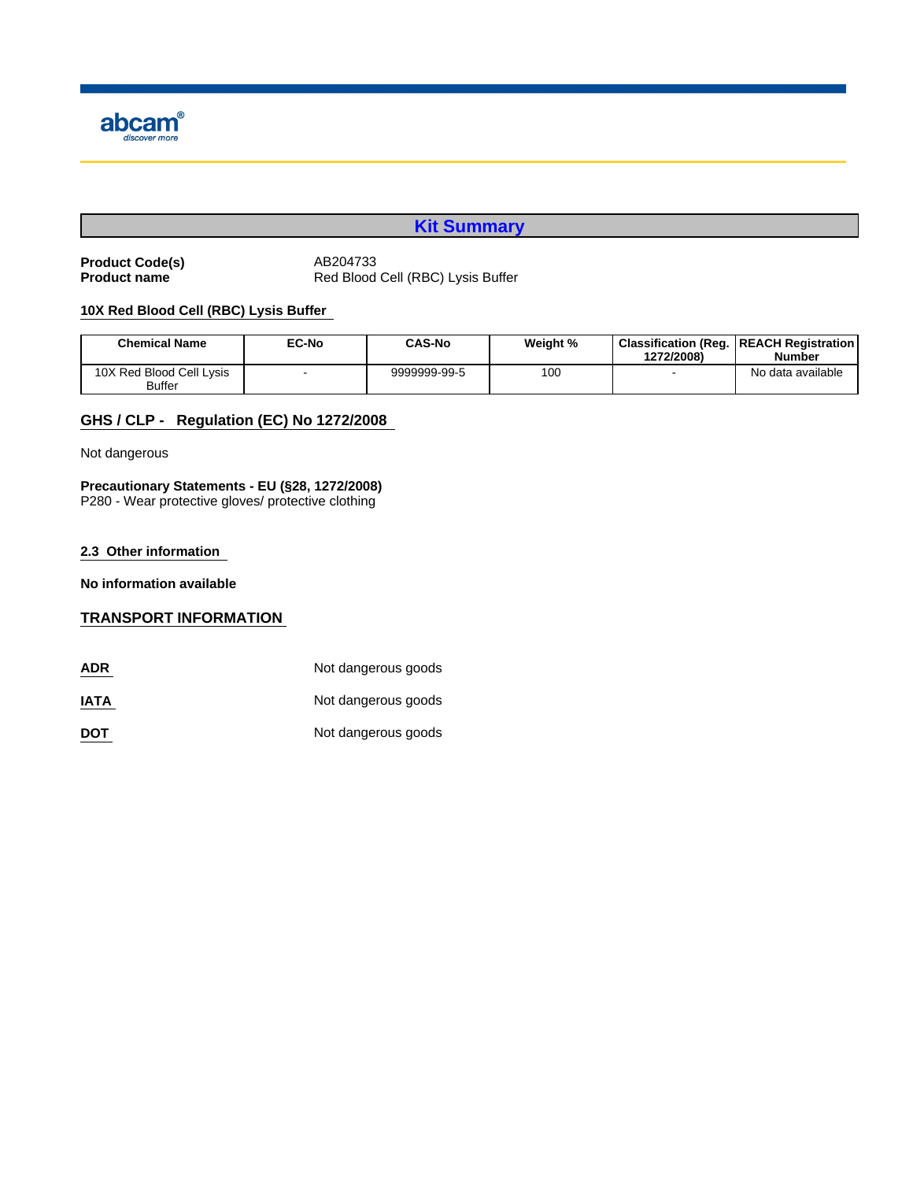abcam
discover more

# Kit Summary

**Product Code(s)** AB204733
**Product name** Red Blood Cell (RBC) Lysis Buffer

### 10X Red Blood Cell (RBC) Lysis Buffer

| Chemical Name | EC-No | CAS-No | Weight % | Classification (Reg. 1272/2008) | REACH Registration Number |
|---|---|---|---|---|---|
| 10X Red Blood Cell Lysis Buffer | - | 9999999-99-5 | 100 | - | No data available |

## GHS / CLP - Regulation (EC) No 1272/2008

Not dangerous

**Precautionary Statements - EU (§28, 1272/2008)**
P280 - Wear protective gloves/ protective clothing

### 2.3 Other information

**No information available**

## TRANSPORT INFORMATION

**ADR** Not dangerous goods

**IATA** Not dangerous goods

**DOT** Not dangerous goods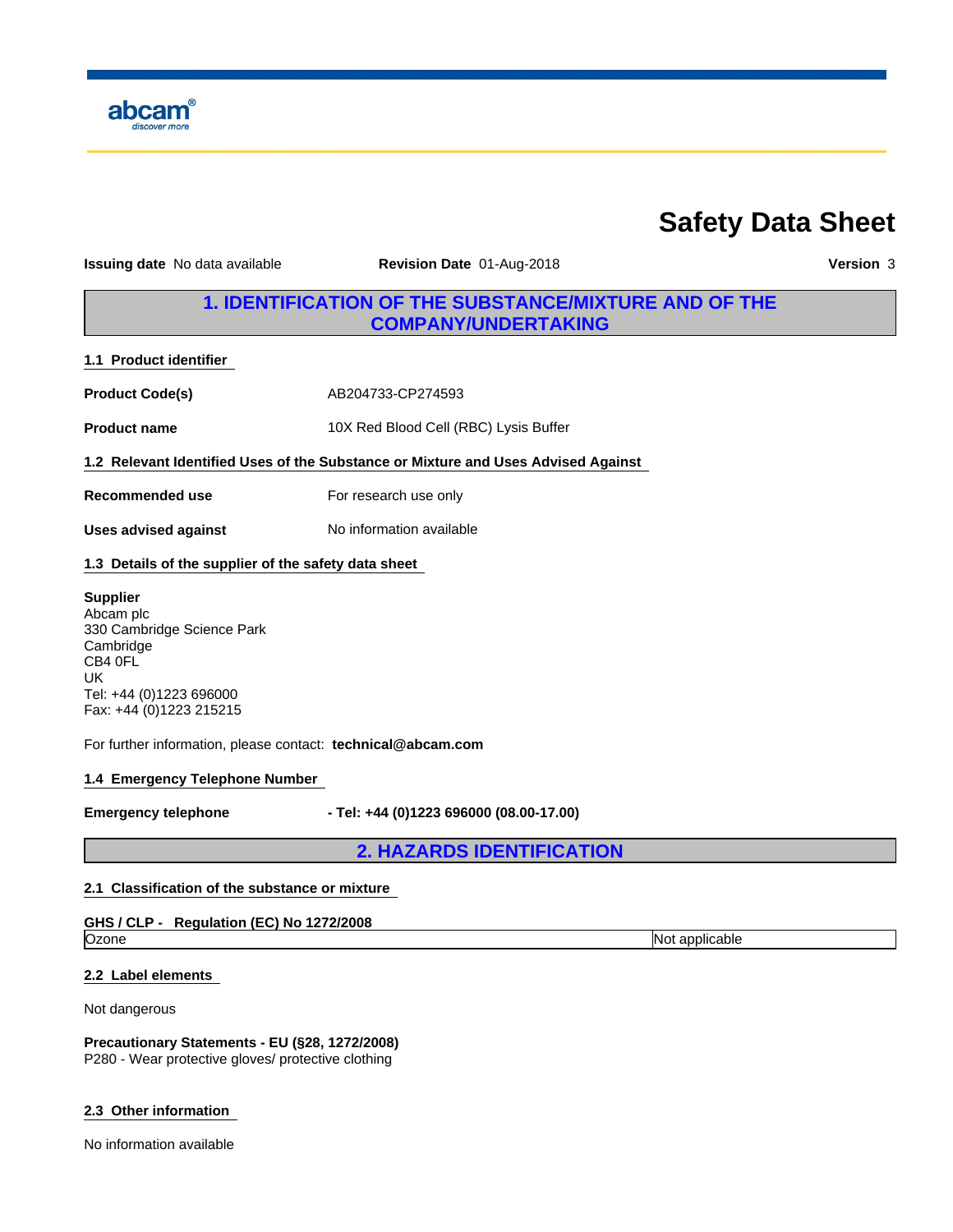# Safety Data Sheet

**Issuing date** No data available **Revision Date** 01-Aug-2018 **Version** 3

## 1. IDENTIFICATION OF THE SUBSTANCE/MIXTURE AND OF THE COMPANY/UNDERTAKING

### 1.1 Product identifier

**Product Code(s)** AB204733-CP274593

**Product name** 10X Red Blood Cell (RBC) Lysis Buffer

### 1.2 Relevant Identified Uses of the Substance or Mixture and Uses Advised Against

**Recommended use** For research use only

**Uses advised against** No information available

### 1.3 Details of the supplier of the safety data sheet

**Supplier**
Abcam plc
330 Cambridge Science Park
Cambridge
CB4 0FL
UK
Tel: +44 (0)1223 696000
Fax: +44 (0)1223 215215

For further information, please contact: **technical@abcam.com**

### 1.4 Emergency Telephone Number

**Emergency telephone** **- Tel: +44 (0)1223 696000 (08.00-17.00)**

## 2. HAZARDS IDENTIFICATION

### 2.1 Classification of the substance or mixture

**GHS / CLP - Regulation (EC) No 1272/2008**

| Ozone | Not applicable |
|---|---|

### 2.2 Label elements

Not dangerous

**Precautionary Statements - EU (§28, 1272/2008)**
P280 - Wear protective gloves/ protective clothing

### 2.3 Other information

No information available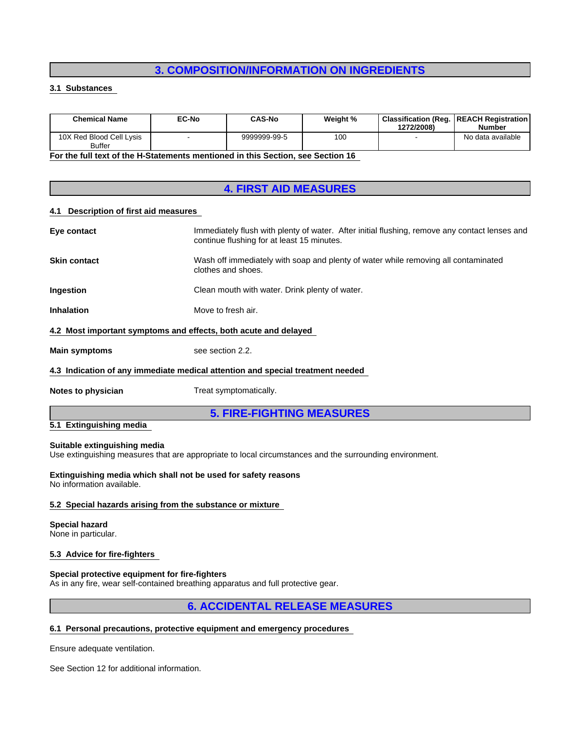# 3. COMPOSITION/INFORMATION ON INGREDIENTS

### 3.1 Substances

| Chemical Name | EC-No | CAS-No | Weight % | Classification (Reg. 1272/2008) | REACH Registration Number |
|---|---|---|---|---|---|
| 10X Red Blood Cell Lysis Buffer | - | 9999999-99-5 | 100 | - | No data available |

**For the full text of the H-Statements mentioned in this Section, see Section 16**

# 4. FIRST AID MEASURES

### 4.1 Description of first aid measures

**Eye contact**
Immediately flush with plenty of water. After initial flushing, remove any contact lenses and continue flushing for at least 15 minutes.

**Skin contact**
Wash off immediately with soap and plenty of water while removing all contaminated clothes and shoes.

**Ingestion**
Clean mouth with water. Drink plenty of water.

**Inhalation**
Move to fresh air.

### 4.2 Most important symptoms and effects, both acute and delayed

**Main symptoms**
see section 2.2.

### 4.3 Indication of any immediate medical attention and special treatment needed

**Notes to physician**
Treat symptomatically.

# 5. FIRE-FIGHTING MEASURES

### 5.1 Extinguishing media

**Suitable extinguishing media**
Use extinguishing measures that are appropriate to local circumstances and the surrounding environment.

**Extinguishing media which shall not be used for safety reasons**
No information available.

### 5.2 Special hazards arising from the substance or mixture

**Special hazard**
None in particular.

### 5.3 Advice for fire-fighters

**Special protective equipment for fire-fighters**
As in any fire, wear self-contained breathing apparatus and full protective gear.

# 6. ACCIDENTAL RELEASE MEASURES

### 6.1 Personal precautions, protective equipment and emergency procedures

Ensure adequate ventilation.

See Section 12 for additional information.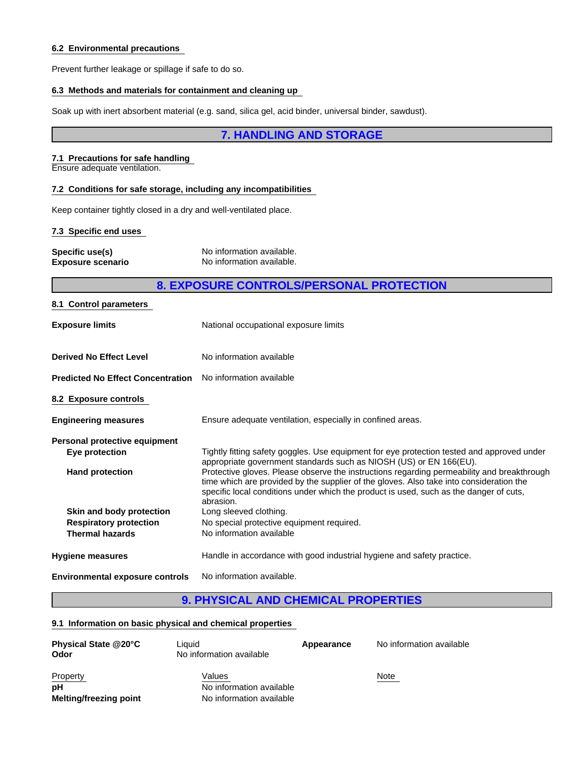### 6.2 Environmental precautions

Prevent further leakage or spillage if safe to do so.

### 6.3 Methods and materials for containment and cleaning up

Soak up with inert absorbent material (e.g. sand, silica gel, acid binder, universal binder, sawdust).

## 7. HANDLING AND STORAGE

### 7.1 Precautions for safe handling

Ensure adequate ventilation.

### 7.2 Conditions for safe storage, including any incompatibilities

Keep container tightly closed in a dry and well-ventilated place.

### 7.3 Specific end uses

| | |
|---|---|
| **Specific use(s)** | No information available. |
| **Exposure scenario** | No information available. |

## 8. EXPOSURE CONTROLS/PERSONAL PROTECTION

### 8.1 Control parameters

| | |
|---|---|
| **Exposure limits** | National occupational exposure limits |
| **Derived No Effect Level** | No information available |
| **Predicted No Effect Concentration** | No information available |

### 8.2 Exposure controls

| | |
|---|---|
| **Engineering measures** | Ensure adequate ventilation, especially in confined areas. |
| **Personal protective equipment** | |
| **Eye protection** | Tightly fitting safety goggles. Use equipment for eye protection tested and approved under appropriate government standards such as NIOSH (US) or EN 166(EU). |
| **Hand protection** | Protective gloves. Please observe the instructions regarding permeability and breakthrough time which are provided by the supplier of the gloves. Also take into consideration the specific local conditions under which the product is used, such as the danger of cuts, abrasion. |
| **Skin and body protection** | Long sleeved clothing. |
| **Respiratory protection** | No special protective equipment required. |
| **Thermal hazards** | No information available |
| **Hygiene measures** | Handle in accordance with good industrial hygiene and safety practice. |
| **Environmental exposure controls** | No information available. |

## 9. PHYSICAL AND CHEMICAL PROPERTIES

### 9.1 Information on basic physical and chemical properties

| | | | |
|---|---|---|---|
| **Physical State @20°C** | Liquid | **Appearance** | No information available |
| **Odor** | No information available | | |

| Property | Values | Note |
|---|---|---|
| **pH** | No information available | |
| **Melting/freezing point** | No information available | |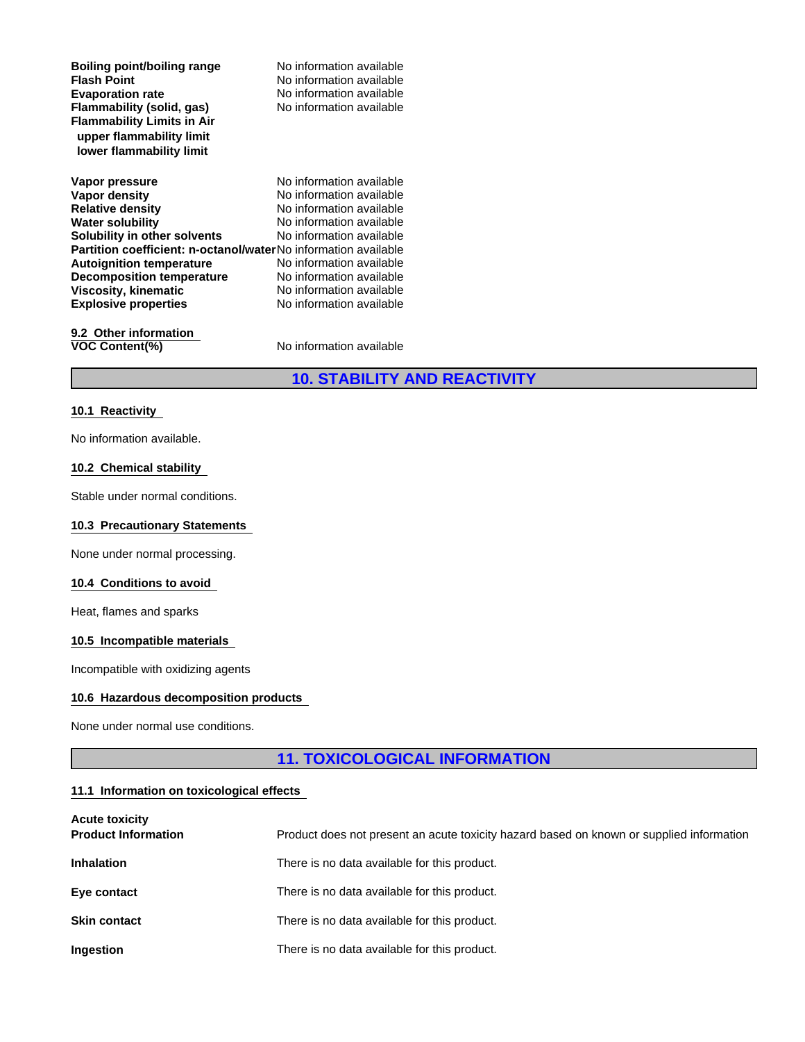| | |
|---|---|
| **Boiling point/boiling range** | No information available |
| **Flash Point** | No information available |
| **Evaporation rate** | No information available |
| **Flammability (solid, gas)** | No information available |
| **Flammability Limits in Air** | |
| **upper flammability limit** | |
| **lower flammability limit** | |
| **Vapor pressure** | No information available |
| **Vapor density** | No information available |
| **Relative density** | No information available |
| **Water solubility** | No information available |
| **Solubility in other solvents** | No information available |
| **Partition coefficient: n-octanol/water** | No information available |
| **Autoignition temperature** | No information available |
| **Decomposition temperature** | No information available |
| **Viscosity, kinematic** | No information available |
| **Explosive properties** | No information available |

### 9.2 Other information

| | |
|---|---|
| **VOC Content(%)** | No information available |

## 10. STABILITY AND REACTIVITY

### 10.1 Reactivity

No information available.

### 10.2 Chemical stability

Stable under normal conditions.

### 10.3 Precautionary Statements

None under normal processing.

### 10.4 Conditions to avoid

Heat, flames and sparks

### 10.5 Incompatible materials

Incompatible with oxidizing agents

### 10.6 Hazardous decomposition products

None under normal use conditions.

## 11. TOXICOLOGICAL INFORMATION

### 11.1 Information on toxicological effects

**Acute toxicity**

| | |
|---|---|
| **Product Information** | Product does not present an acute toxicity hazard based on known or supplied information |
| **Inhalation** | There is no data available for this product. |
| **Eye contact** | There is no data available for this product. |
| **Skin contact** | There is no data available for this product. |
| **Ingestion** | There is no data available for this product. |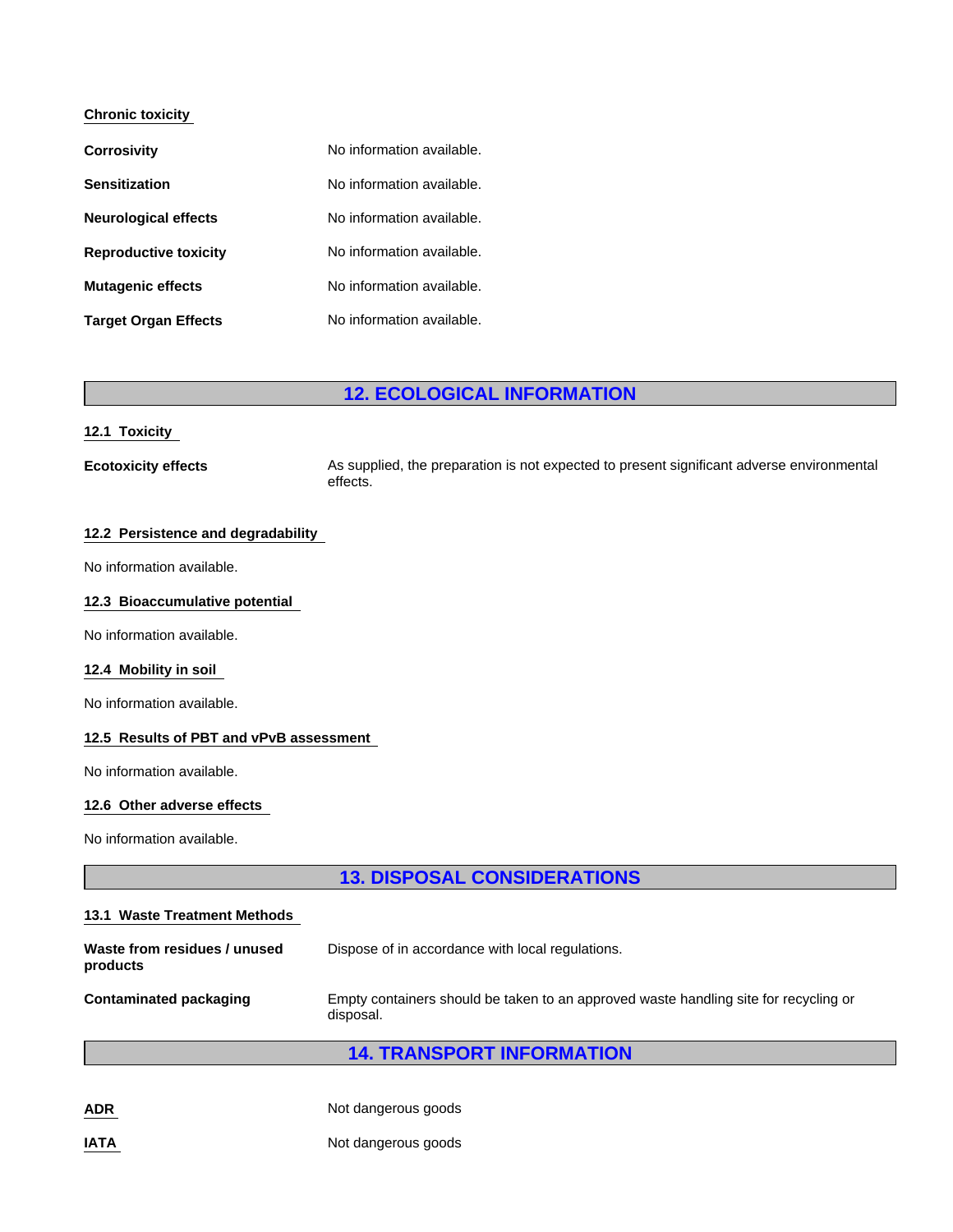### Chronic toxicity

| | |
|---|---|
| **Corrosivity** | No information available. |
| **Sensitization** | No information available. |
| **Neurological effects** | No information available. |
| **Reproductive toxicity** | No information available. |
| **Mutagenic effects** | No information available. |
| **Target Organ Effects** | No information available. |

## 12. ECOLOGICAL INFORMATION

### 12.1 Toxicity

**Ecotoxicity effects**

As supplied, the preparation is not expected to present significant adverse environmental effects.

### 12.2 Persistence and degradability

No information available.

### 12.3 Bioaccumulative potential

No information available.

### 12.4 Mobility in soil

No information available.

### 12.5 Results of PBT and vPvB assessment

No information available.

### 12.6 Other adverse effects

No information available.

## 13. DISPOSAL CONSIDERATIONS

### 13.1 Waste Treatment Methods

| | |
|---|---|
| **Waste from residues / unused products** | Dispose of in accordance with local regulations. |
| **Contaminated packaging** | Empty containers should be taken to an approved waste handling site for recycling or disposal. |

## 14. TRANSPORT INFORMATION

| | |
|---|---|
| **ADR** | Not dangerous goods |
| **IATA** | Not dangerous goods |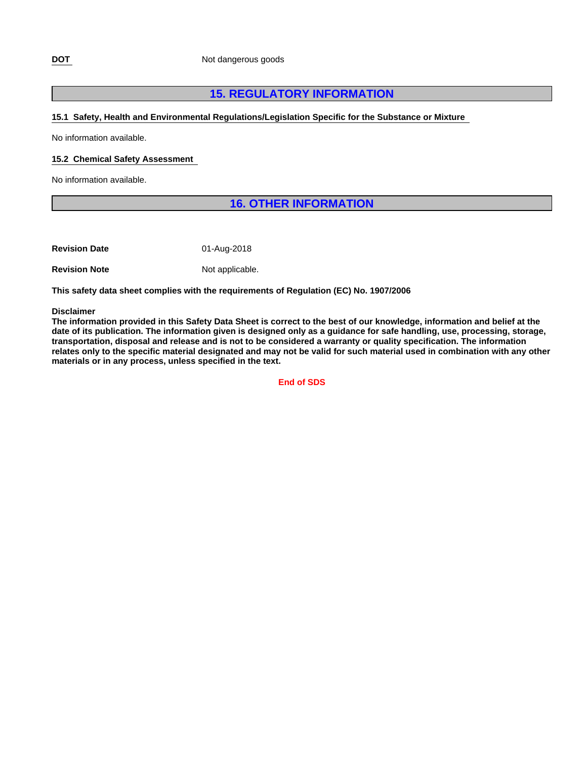**DOT** Not dangerous goods

## 15. REGULATORY INFORMATION

### 15.1 Safety, Health and Environmental Regulations/Legislation Specific for the Substance or Mixture

No information available.

### 15.2 Chemical Safety Assessment

No information available.

## 16. OTHER INFORMATION

**Revision Date** 01-Aug-2018

**Revision Note** Not applicable.

**This safety data sheet complies with the requirements of Regulation (EC) No. 1907/2006**

**Disclaimer**
**The information provided in this Safety Data Sheet is correct to the best of our knowledge, information and belief at the date of its publication. The information given is designed only as a guidance for safe handling, use, processing, storage, transportation, disposal and release and is not to be considered a warranty or quality specification. The information relates only to the specific material designated and may not be valid for such material used in combination with any other materials or in any process, unless specified in the text.**

**End of SDS**